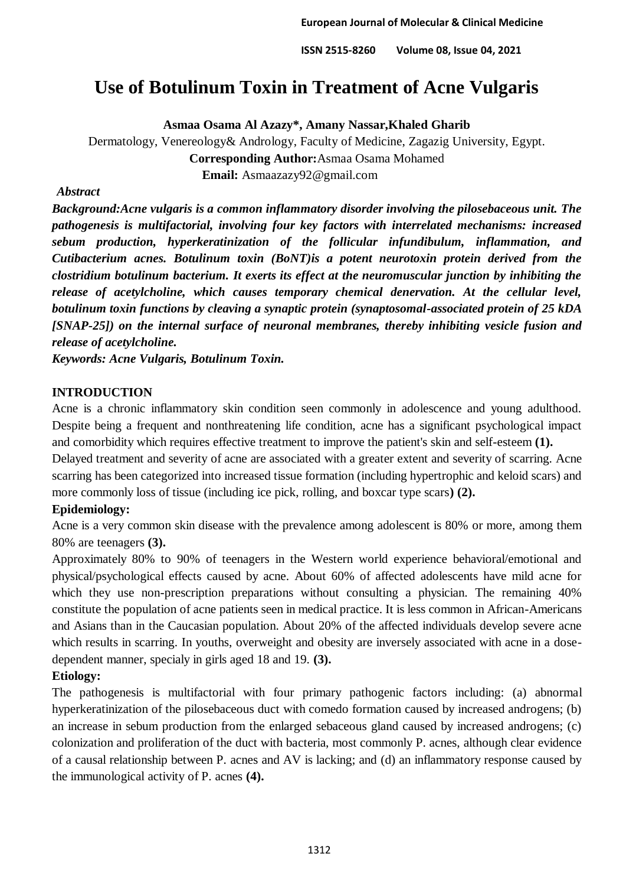# Use of Botulinum Toxin in Treatment of Acne Vulgaris

**Asmaa Osama Al Azazy\*, Amany Nassar,Khaled Gharib**

Dermatology, Venereology& Andrology, Faculty of Medicine, Zagazig University, Egypt.

**Corresponding Author:**Asmaa Osama Mohamed

**Email:** Asmaazazy92@gmail.com

***Abstract***

***Background:Acne vulgaris is a common inflammatory disorder involving the pilosebaceous unit. The pathogenesis is multifactorial, involving four key factors with interrelated mechanisms: increased sebum production, hyperkeratinization of the follicular infundibulum, inflammation, and Cutibacterium acnes. Botulinum toxin (BoNT)is a potent neurotoxin protein derived from the clostridium botulinum bacterium. It exerts its effect at the neuromuscular junction by inhibiting the release of acetylcholine, which causes temporary chemical denervation. At the cellular level, botulinum toxin functions by cleaving a synaptic protein (synaptosomal-associated protein of 25 kDA [SNAP-25]) on the internal surface of neuronal membranes, thereby inhibiting vesicle fusion and release of acetylcholine.***

***Keywords: Acne Vulgaris, Botulinum Toxin.***

## INTRODUCTION

Acne is a chronic inflammatory skin condition seen commonly in adolescence and young adulthood. Despite being a frequent and nonthreatening life condition, acne has a significant psychological impact and comorbidity which requires effective treatment to improve the patient's skin and self-esteem **(1).**

Delayed treatment and severity of acne are associated with a greater extent and severity of scarring. Acne scarring has been categorized into increased tissue formation (including hypertrophic and keloid scars) and more commonly loss of tissue (including ice pick, rolling, and boxcar type scars**) (2).**

### Epidemiology:

Acne is a very common skin disease with the prevalence among adolescent is 80% or more, among them 80% are teenagers **(3).**

Approximately 80% to 90% of teenagers in the Western world experience behavioral/emotional and physical/psychological effects caused by acne. About 60% of affected adolescents have mild acne for which they use non-prescription preparations without consulting a physician. The remaining 40% constitute the population of acne patients seen in medical practice. It is less common in African-Americans and Asians than in the Caucasian population. About 20% of the affected individuals develop severe acne which results in scarring. In youths, overweight and obesity are inversely associated with acne in a dose-dependent manner, specialy in girls aged 18 and 19. **(3).**

### Etiology:

The pathogenesis is multifactorial with four primary pathogenic factors including: (a) abnormal hyperkeratinization of the pilosebaceous duct with comedo formation caused by increased androgens; (b) an increase in sebum production from the enlarged sebaceous gland caused by increased androgens; (c) colonization and proliferation of the duct with bacteria, most commonly P. acnes, although clear evidence of a causal relationship between P. acnes and AV is lacking; and (d) an inflammatory response caused by the immunological activity of P. acnes **(4).**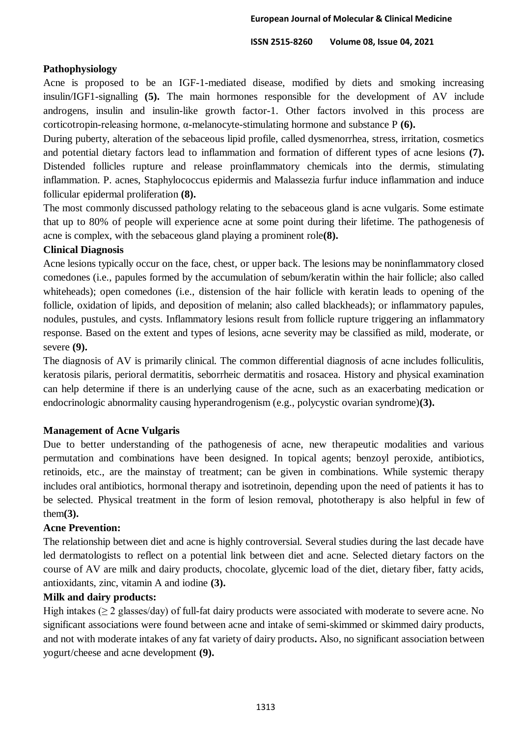**Pathophysiology**

Acne is proposed to be an IGF-1-mediated disease, modified by diets and smoking increasing insulin/IGF1-signalling **(5).** The main hormones responsible for the development of AV include androgens, insulin and insulin-like growth factor-1. Other factors involved in this process are corticotropin-releasing hormone, α-melanocyte-stimulating hormone and substance P **(6).**

During puberty, alteration of the sebaceous lipid profile, called dysmenorrhea, stress, irritation, cosmetics and potential dietary factors lead to inflammation and formation of different types of acne lesions **(7).** Distended follicles rupture and release proinflammatory chemicals into the dermis, stimulating inflammation. P. acnes, Staphylococcus epidermis and Malassezia furfur induce inflammation and induce follicular epidermal proliferation **(8).**

The most commonly discussed pathology relating to the sebaceous gland is acne vulgaris. Some estimate that up to 80% of people will experience acne at some point during their lifetime. The pathogenesis of acne is complex, with the sebaceous gland playing a prominent role**(8).**

**Clinical Diagnosis**

Acne lesions typically occur on the face, chest, or upper back. The lesions may be noninflammatory closed comedones (i.e., papules formed by the accumulation of sebum/keratin within the hair follicle; also called whiteheads); open comedones (i.e., distension of the hair follicle with keratin leads to opening of the follicle, oxidation of lipids, and deposition of melanin; also called blackheads); or inflammatory papules, nodules, pustules, and cysts. Inflammatory lesions result from follicle rupture triggering an inflammatory response. Based on the extent and types of lesions, acne severity may be classified as mild, moderate, or severe **(9).**

The diagnosis of AV is primarily clinical. The common differential diagnosis of acne includes folliculitis, keratosis pilaris, perioral dermatitis, seborrheic dermatitis and rosacea. History and physical examination can help determine if there is an underlying cause of the acne, such as an exacerbating medication or endocrinologic abnormality causing hyperandrogenism (e.g., polycystic ovarian syndrome)**(3).**

**Management of Acne Vulgaris**

Due to better understanding of the pathogenesis of acne, new therapeutic modalities and various permutation and combinations have been designed. In topical agents; benzoyl peroxide, antibiotics, retinoids, etc., are the mainstay of treatment; can be given in combinations. While systemic therapy includes oral antibiotics, hormonal therapy and isotretinoin, depending upon the need of patients it has to be selected. Physical treatment in the form of lesion removal, phototherapy is also helpful in few of them**(3).**

**Acne Prevention:**

The relationship between diet and acne is highly controversial. Several studies during the last decade have led dermatologists to reflect on a potential link between diet and acne. Selected dietary factors on the course of AV are milk and dairy products, chocolate, glycemic load of the diet, dietary fiber, fatty acids, antioxidants, zinc, vitamin A and iodine **(3).**

**Milk and dairy products:**

High intakes (≥ 2 glasses/day) of full-fat dairy products were associated with moderate to severe acne. No significant associations were found between acne and intake of semi-skimmed or skimmed dairy products, and not with moderate intakes of any fat variety of dairy products**.** Also, no significant association between yogurt/cheese and acne development **(9).**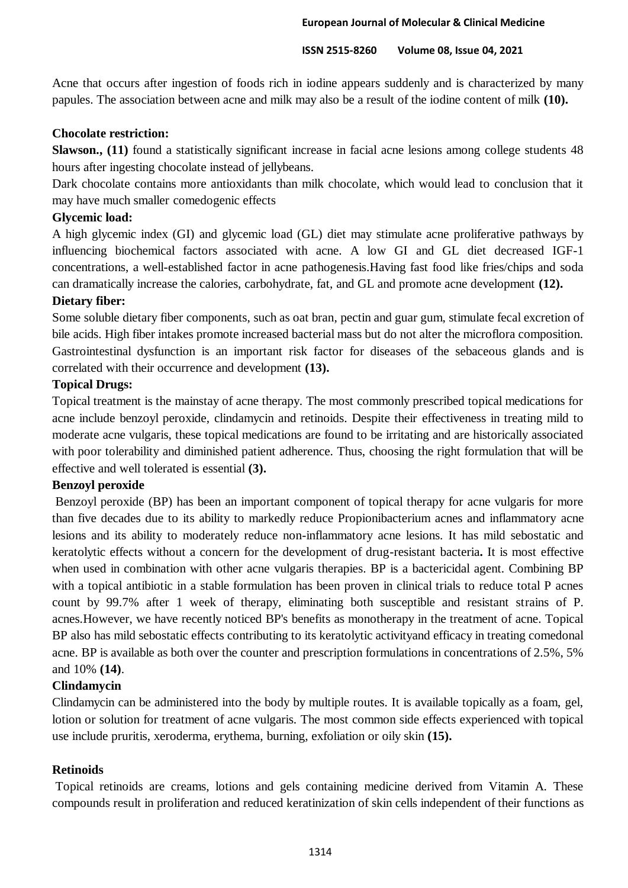Acne that occurs after ingestion of foods rich in iodine appears suddenly and is characterized by many papules. The association between acne and milk may also be a result of the iodine content of milk **(10).**

**Chocolate restriction:**

**Slawson., (11)** found a statistically significant increase in facial acne lesions among college students 48 hours after ingesting chocolate instead of jellybeans.

Dark chocolate contains more antioxidants than milk chocolate, which would lead to conclusion that it may have much smaller comedogenic effects

**Glycemic load:**

A high glycemic index (GI) and glycemic load (GL) diet may stimulate acne proliferative pathways by influencing biochemical factors associated with acne. A low GI and GL diet decreased IGF-1 concentrations, a well-established factor in acne pathogenesis.Having fast food like fries/chips and soda can dramatically increase the calories, carbohydrate, fat, and GL and promote acne development **(12).**

**Dietary fiber:**

Some soluble dietary fiber components, such as oat bran, pectin and guar gum, stimulate fecal excretion of bile acids. High fiber intakes promote increased bacterial mass but do not alter the microflora composition. Gastrointestinal dysfunction is an important risk factor for diseases of the sebaceous glands and is correlated with their occurrence and development **(13).**

**Topical Drugs:**

Topical treatment is the mainstay of acne therapy. The most commonly prescribed topical medications for acne include benzoyl peroxide, clindamycin and retinoids. Despite their effectiveness in treating mild to moderate acne vulgaris, these topical medications are found to be irritating and are historically associated with poor tolerability and diminished patient adherence. Thus, choosing the right formulation that will be effective and well tolerated is essential **(3).**

**Benzoyl peroxide**

Benzoyl peroxide (BP) has been an important component of topical therapy for acne vulgaris for more than five decades due to its ability to markedly reduce Propionibacterium acnes and inflammatory acne lesions and its ability to moderately reduce non-inflammatory acne lesions. It has mild sebostatic and keratolytic effects without a concern for the development of drug-resistant bacteria**.** It is most effective when used in combination with other acne vulgaris therapies. BP is a bactericidal agent. Combining BP with a topical antibiotic in a stable formulation has been proven in clinical trials to reduce total P acnes count by 99.7% after 1 week of therapy, eliminating both susceptible and resistant strains of P. acnes.However, we have recently noticed BP's benefits as monotherapy in the treatment of acne. Topical BP also has mild sebostatic effects contributing to its keratolytic activityand efficacy in treating comedonal acne. BP is available as both over the counter and prescription formulations in concentrations of 2.5%, 5% and 10% **(14)**.

**Clindamycin**

Clindamycin can be administered into the body by multiple routes. It is available topically as a foam, gel, lotion or solution for treatment of acne vulgaris. The most common side effects experienced with topical use include pruritis, xeroderma, erythema, burning, exfoliation or oily skin **(15).**

**Retinoids**

Topical retinoids are creams, lotions and gels containing medicine derived from Vitamin A. These compounds result in proliferation and reduced keratinization of skin cells independent of their functions as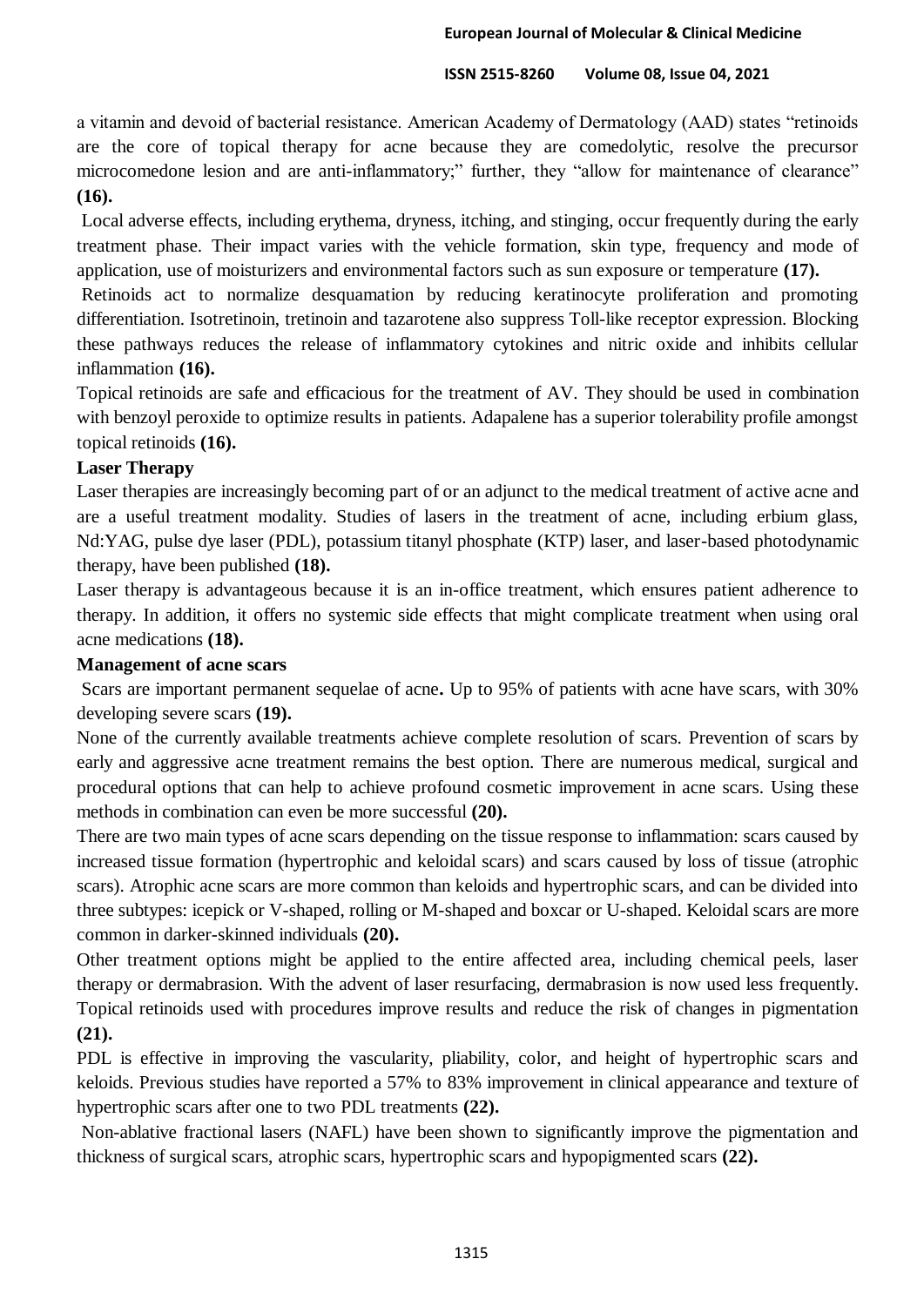a vitamin and devoid of bacterial resistance. American Academy of Dermatology (AAD) states "retinoids are the core of topical therapy for acne because they are comedolytic, resolve the precursor microcomedone lesion and are anti-inflammatory;" further, they "allow for maintenance of clearance" **(16).**

Local adverse effects, including erythema, dryness, itching, and stinging, occur frequently during the early treatment phase. Their impact varies with the vehicle formation, skin type, frequency and mode of application, use of moisturizers and environmental factors such as sun exposure or temperature **(17).**

Retinoids act to normalize desquamation by reducing keratinocyte proliferation and promoting differentiation. Isotretinoin, tretinoin and tazarotene also suppress Toll-like receptor expression. Blocking these pathways reduces the release of inflammatory cytokines and nitric oxide and inhibits cellular inflammation **(16).**

Topical retinoids are safe and efficacious for the treatment of AV. They should be used in combination with benzoyl peroxide to optimize results in patients. Adapalene has a superior tolerability profile amongst topical retinoids **(16).**

**Laser Therapy**

Laser therapies are increasingly becoming part of or an adjunct to the medical treatment of active acne and are a useful treatment modality. Studies of lasers in the treatment of acne, including erbium glass, Nd:YAG, pulse dye laser (PDL), potassium titanyl phosphate (KTP) laser, and laser-based photodynamic therapy, have been published **(18).**

Laser therapy is advantageous because it is an in-office treatment, which ensures patient adherence to therapy. In addition, it offers no systemic side effects that might complicate treatment when using oral acne medications **(18).**

**Management of acne scars**

Scars are important permanent sequelae of acne**.** Up to 95% of patients with acne have scars, with 30% developing severe scars **(19).**

None of the currently available treatments achieve complete resolution of scars. Prevention of scars by early and aggressive acne treatment remains the best option. There are numerous medical, surgical and procedural options that can help to achieve profound cosmetic improvement in acne scars. Using these methods in combination can even be more successful **(20).**

There are two main types of acne scars depending on the tissue response to inflammation: scars caused by increased tissue formation (hypertrophic and keloidal scars) and scars caused by loss of tissue (atrophic scars). Atrophic acne scars are more common than keloids and hypertrophic scars, and can be divided into three subtypes: icepick or V-shaped, rolling or M-shaped and boxcar or U-shaped. Keloidal scars are more common in darker-skinned individuals **(20).**

Other treatment options might be applied to the entire affected area, including chemical peels, laser therapy or dermabrasion. With the advent of laser resurfacing, dermabrasion is now used less frequently. Topical retinoids used with procedures improve results and reduce the risk of changes in pigmentation **(21).**

PDL is effective in improving the vascularity, pliability, color, and height of hypertrophic scars and keloids. Previous studies have reported a 57% to 83% improvement in clinical appearance and texture of hypertrophic scars after one to two PDL treatments **(22).**

Non-ablative fractional lasers (NAFL) have been shown to significantly improve the pigmentation and thickness of surgical scars, atrophic scars, hypertrophic scars and hypopigmented scars **(22).**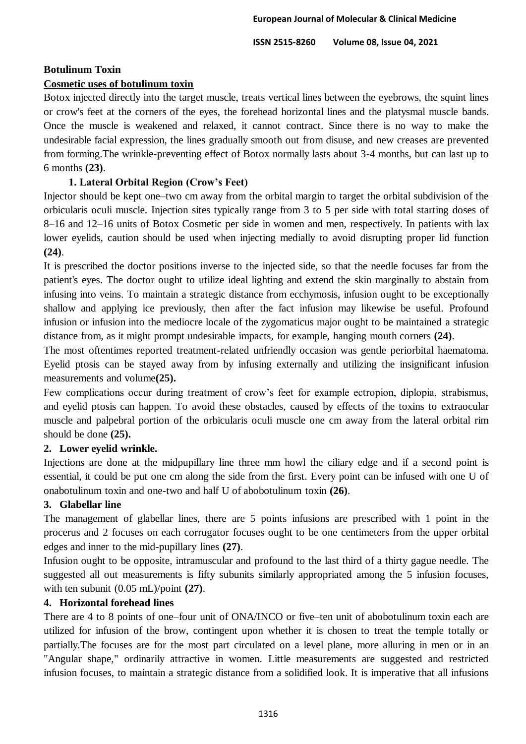## Botulinum Toxin

### Cosmetic uses of botulinum toxin

Botox injected directly into the target muscle, treats vertical lines between the eyebrows, the squint lines or crow's feet at the corners of the eyes, the forehead horizontal lines and the platysmal muscle bands. Once the muscle is weakened and relaxed, it cannot contract. Since there is no way to make the undesirable facial expression, the lines gradually smooth out from disuse, and new creases are prevented from forming.The wrinkle-preventing effect of Botox normally lasts about 3-4 months, but can last up to 6 months **(23)**.

#### 1. Lateral Orbital Region (Crow's Feet)

Injector should be kept one–two cm away from the orbital margin to target the orbital subdivision of the orbicularis oculi muscle. Injection sites typically range from 3 to 5 per side with total starting doses of 8–16 and 12–16 units of Botox Cosmetic per side in women and men, respectively. In patients with lax lower eyelids, caution should be used when injecting medially to avoid disrupting proper lid function **(24)**.

It is prescribed the doctor positions inverse to the injected side, so that the needle focuses far from the patient's eyes. The doctor ought to utilize ideal lighting and extend the skin marginally to abstain from infusing into veins. To maintain a strategic distance from ecchymosis, infusion ought to be exceptionally shallow and applying ice previously, then after the fact infusion may likewise be useful. Profound infusion or infusion into the mediocre locale of the zygomaticus major ought to be maintained a strategic distance from, as it might prompt undesirable impacts, for example, hanging mouth corners **(24)**.

The most oftentimes reported treatment-related unfriendly occasion was gentle periorbital haematoma. Eyelid ptosis can be stayed away from by infusing externally and utilizing the insignificant infusion measurements and volume**(25).**

Few complications occur during treatment of crow's feet for example ectropion, diplopia, strabismus, and eyelid ptosis can happen. To avoid these obstacles, caused by effects of the toxins to extraocular muscle and palpebral portion of the orbicularis oculi muscle one cm away from the lateral orbital rim should be done **(25).**

#### 2. Lower eyelid wrinkle.

Injections are done at the midpupillary line three mm howl the ciliary edge and if a second point is essential, it could be put one cm along the side from the first. Every point can be infused with one U of onabotulinum toxin and one-two and half U of abobotulinum toxin **(26)**.

#### 3. Glabellar line

The management of glabellar lines, there are 5 points infusions are prescribed with 1 point in the procerus and 2 focuses on each corrugator focuses ought to be one centimeters from the upper orbital edges and inner to the mid-pupillary lines **(27)**.

Infusion ought to be opposite, intramuscular and profound to the last third of a thirty gague needle. The suggested all out measurements is fifty subunits similarly appropriated among the 5 infusion focuses, with ten subunit (0.05 mL)/point **(27)**.

#### 4. Horizontal forehead lines

There are 4 to 8 points of one–four unit of ONA/INCO or five–ten unit of abobotulinum toxin each are utilized for infusion of the brow, contingent upon whether it is chosen to treat the temple totally or partially.The focuses are for the most part circulated on a level plane, more alluring in men or in an "Angular shape," ordinarily attractive in women. Little measurements are suggested and restricted infusion focuses, to maintain a strategic distance from a solidified look. It is imperative that all infusions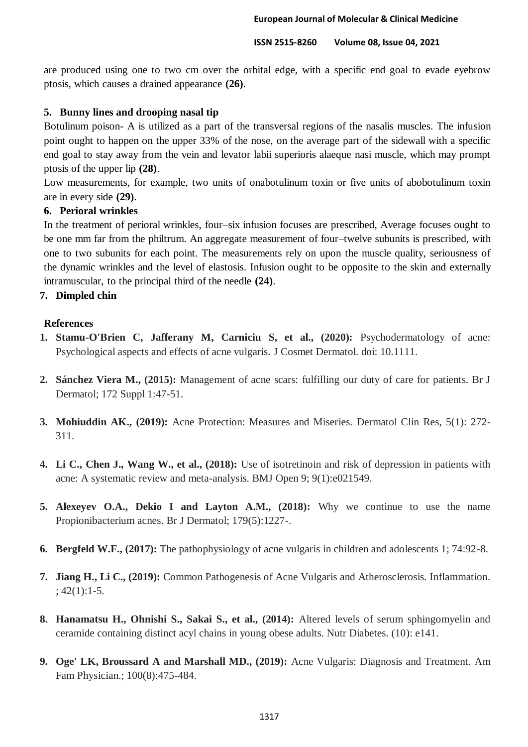are produced using one to two cm over the orbital edge, with a specific end goal to evade eyebrow ptosis, which causes a drained appearance **(26)**.

### 5. Bunny lines and drooping nasal tip

Botulinum poison- A is utilized as a part of the transversal regions of the nasalis muscles. The infusion point ought to happen on the upper 33% of the nose, on the average part of the sidewall with a specific end goal to stay away from the vein and levator labii superioris alaeque nasi muscle, which may prompt ptosis of the upper lip **(28)**.

Low measurements, for example, two units of onabotulinum toxin or five units of abobotulinum toxin are in every side **(29)**.

### 6. Perioral wrinkles

In the treatment of perioral wrinkles, four–six infusion focuses are prescribed, Average focuses ought to be one mm far from the philtrum. An aggregate measurement of four–twelve subunits is prescribed, with one to two subunits for each point. The measurements rely on upon the muscle quality, seriousness of the dynamic wrinkles and the level of elastosis. Infusion ought to be opposite to the skin and externally intramuscular, to the principal third of the needle **(24)**.

### 7. Dimpled chin

## References

1. **Stamu-O'Brien C, Jafferany M, Carniciu S, et al., (2020):** Psychodermatology of acne: Psychological aspects and effects of acne vulgaris. J Cosmet Dermatol. doi: 10.1111.
2. **Sánchez Viera M., (2015):** Management of acne scars: fulfilling our duty of care for patients. Br J Dermatol; 172 Suppl 1:47-51.
3. **Mohiuddin AK., (2019):** Acne Protection: Measures and Miseries. Dermatol Clin Res, 5(1): 272-311.
4. **Li C., Chen J., Wang W., et al., (2018):** Use of isotretinoin and risk of depression in patients with acne: A systematic review and meta-analysis. BMJ Open 9; 9(1):e021549.
5. **Alexeyev O.A., Dekio I and Layton A.M., (2018):** Why we continue to use the name Propionibacterium acnes. Br J Dermatol; 179(5):1227-.
6. **Bergfeld W.F., (2017):** The pathophysiology of acne vulgaris in children and adolescents 1; 74:92-8.
7. **Jiang H., Li C., (2019):** Common Pathogenesis of Acne Vulgaris and Atherosclerosis. Inflammation. ; 42(1):1-5.
8. **Hanamatsu H., Ohnishi S., Sakai S., et al., (2014):** Altered levels of serum sphingomyelin and ceramide containing distinct acyl chains in young obese adults. Nutr Diabetes. (10): e141.
9. **Oge' LK, Broussard A and Marshall MD., (2019):** Acne Vulgaris: Diagnosis and Treatment. Am Fam Physician.; 100(8):475-484.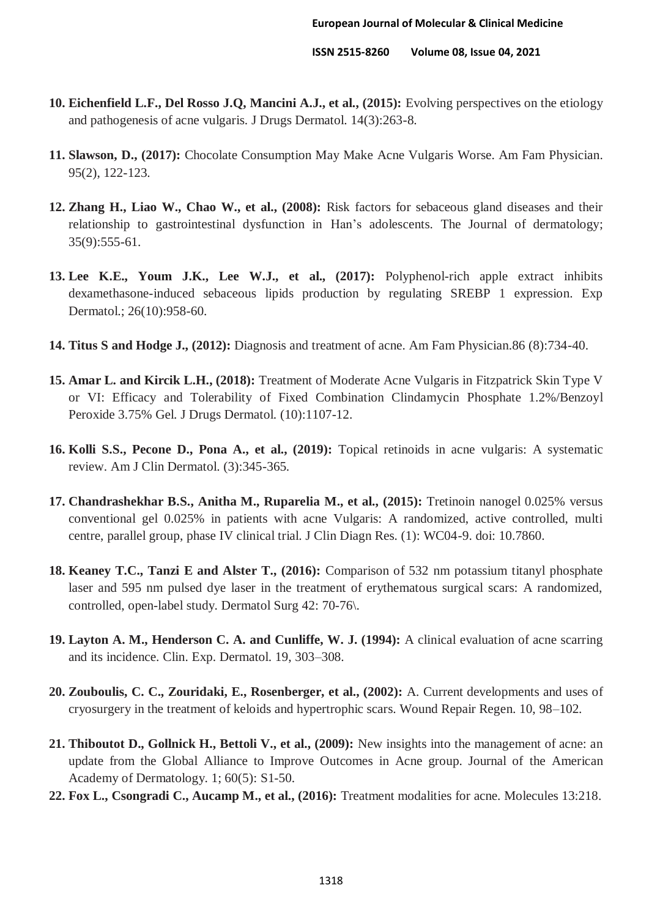10. **Eichenfield L.F., Del Rosso J.Q, Mancini A.J., et al., (2015):** Evolving perspectives on the etiology and pathogenesis of acne vulgaris. J Drugs Dermatol. 14(3):263-8.

11. **Slawson, D., (2017):** Chocolate Consumption May Make Acne Vulgaris Worse. Am Fam Physician. 95(2), 122-123.

12. **Zhang H., Liao W., Chao W., et al., (2008):** Risk factors for sebaceous gland diseases and their relationship to gastrointestinal dysfunction in Han's adolescents. The Journal of dermatology; 35(9):555-61.

13. **Lee K.E., Youm J.K., Lee W.J., et al., (2017):** Polyphenol-rich apple extract inhibits dexamethasone-induced sebaceous lipids production by regulating SREBP 1 expression. Exp Dermatol.; 26(10):958-60.

14. **Titus S and Hodge J., (2012):** Diagnosis and treatment of acne. Am Fam Physician.86 (8):734-40.

15. **Amar L. and Kircik L.H., (2018):** Treatment of Moderate Acne Vulgaris in Fitzpatrick Skin Type V or VI: Efficacy and Tolerability of Fixed Combination Clindamycin Phosphate 1.2%/Benzoyl Peroxide 3.75% Gel. J Drugs Dermatol. (10):1107-12.

16. **Kolli S.S., Pecone D., Pona A., et al., (2019):** Topical retinoids in acne vulgaris: A systematic review. Am J Clin Dermatol. (3):345-365.

17. **Chandrashekhar B.S., Anitha M., Ruparelia M., et al., (2015):** Tretinoin nanogel 0.025% versus conventional gel 0.025% in patients with acne Vulgaris: A randomized, active controlled, multi centre, parallel group, phase IV clinical trial. J Clin Diagn Res. (1): WC04-9. doi: 10.7860.

18. **Keaney T.C., Tanzi E and Alster T., (2016):** Comparison of 532 nm potassium titanyl phosphate laser and 595 nm pulsed dye laser in the treatment of erythematous surgical scars: A randomized, controlled, open-label study. Dermatol Surg 42: 70-76\.

19. **Layton A. M., Henderson C. A. and Cunliffe, W. J. (1994):** A clinical evaluation of acne scarring and its incidence. Clin. Exp. Dermatol. 19, 303–308.

20. **Zouboulis, C. C., Zouridaki, E., Rosenberger, et al., (2002):** A. Current developments and uses of cryosurgery in the treatment of keloids and hypertrophic scars. Wound Repair Regen. 10, 98–102.

21. **Thiboutot D., Gollnick H., Bettoli V., et al., (2009):** New insights into the management of acne: an update from the Global Alliance to Improve Outcomes in Acne group. Journal of the American Academy of Dermatology. 1; 60(5): S1-50.

22. **Fox L., Csongradi C., Aucamp M., et al., (2016):** Treatment modalities for acne. Molecules 13:218.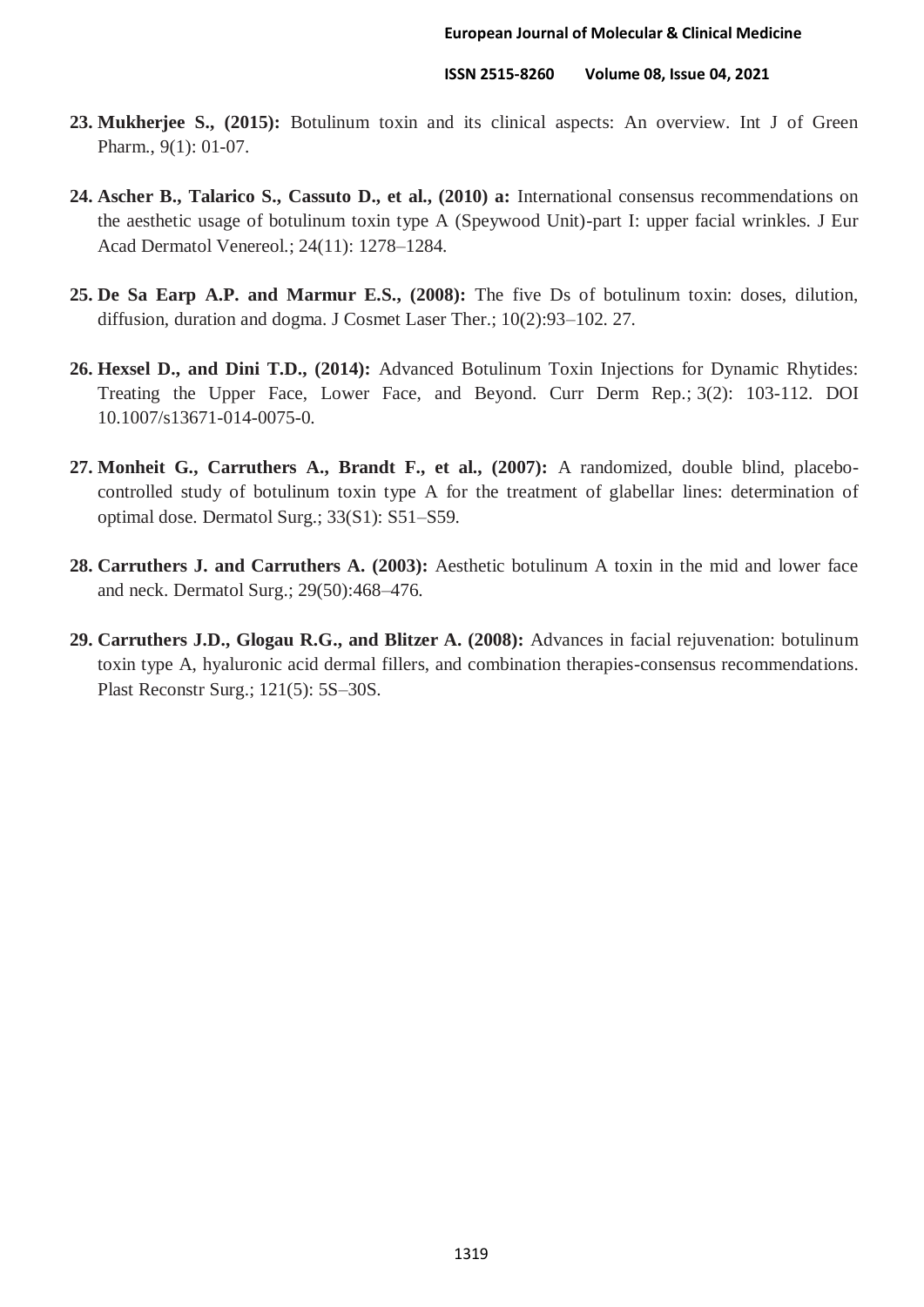23. **Mukherjee S., (2015):** Botulinum toxin and its clinical aspects: An overview. Int J of Green Pharm., 9(1): 01-07.

24. **Ascher B., Talarico S., Cassuto D., et al., (2010) a:** International consensus recommendations on the aesthetic usage of botulinum toxin type A (Speywood Unit)-part I: upper facial wrinkles. J Eur Acad Dermatol Venereol.; 24(11): 1278–1284.

25. **De Sa Earp A.P. and Marmur E.S., (2008):** The five Ds of botulinum toxin: doses, dilution, diffusion, duration and dogma. J Cosmet Laser Ther.; 10(2):93–102. 27.

26. **Hexsel D., and Dini T.D., (2014):** Advanced Botulinum Toxin Injections for Dynamic Rhytides: Treating the Upper Face, Lower Face, and Beyond. Curr Derm Rep.; 3(2): 103-112. DOI 10.1007/s13671-014-0075-0.

27. **Monheit G., Carruthers A., Brandt F., et al., (2007):** A randomized, double blind, placebo-controlled study of botulinum toxin type A for the treatment of glabellar lines: determination of optimal dose. Dermatol Surg.; 33(S1): S51–S59.

28. **Carruthers J. and Carruthers A. (2003):** Aesthetic botulinum A toxin in the mid and lower face and neck. Dermatol Surg.; 29(50):468–476.

29. **Carruthers J.D., Glogau R.G., and Blitzer A. (2008):** Advances in facial rejuvenation: botulinum toxin type A, hyaluronic acid dermal fillers, and combination therapies-consensus recommendations. Plast Reconstr Surg.; 121(5): 5S–30S.